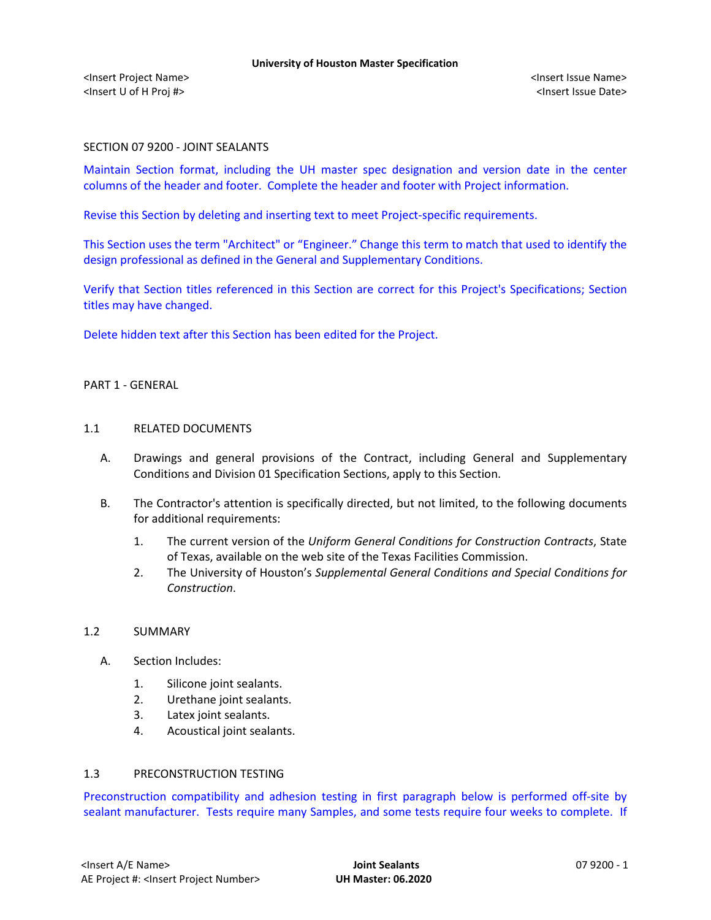SECTION 07 9200 - JOINT SEALANTS

Maintain Section format, including the UH master spec designation and version date in the center columns of the header and footer. Complete the header and footer with Project information.

Revise this Section by deleting and inserting text to meet Project-specific requirements.

This Section uses the term "Architect" or "Engineer." Change this term to match that used to identify the design professional as defined in the General and Supplementary Conditions.

Verify that Section titles referenced in this Section are correct for this Project's Specifications; Section titles may have changed.

Delete hidden text after this Section has been edited for the Project.

## PART 1 - GENERAL

### 1.1 RELATED DOCUMENTS

A. Drawings and general provisions of the Contract, including General and Supplementary Conditions and Division 01 Specification Sections, apply to this Section.

B. The Contractor's attention is specifically directed, but not limited, to the following documents for additional requirements:

1. The current version of the *Uniform General Conditions for Construction Contracts*, State of Texas, available on the web site of the Texas Facilities Commission.
2. The University of Houston's *Supplemental General Conditions and Special Conditions for Construction*.

### 1.2 SUMMARY

A. Section Includes:

1. Silicone joint sealants.
2. Urethane joint sealants.
3. Latex joint sealants.
4. Acoustical joint sealants.

### 1.3 PRECONSTRUCTION TESTING

Preconstruction compatibility and adhesion testing in first paragraph below is performed off-site by sealant manufacturer. Tests require many Samples, and some tests require four weeks to complete. If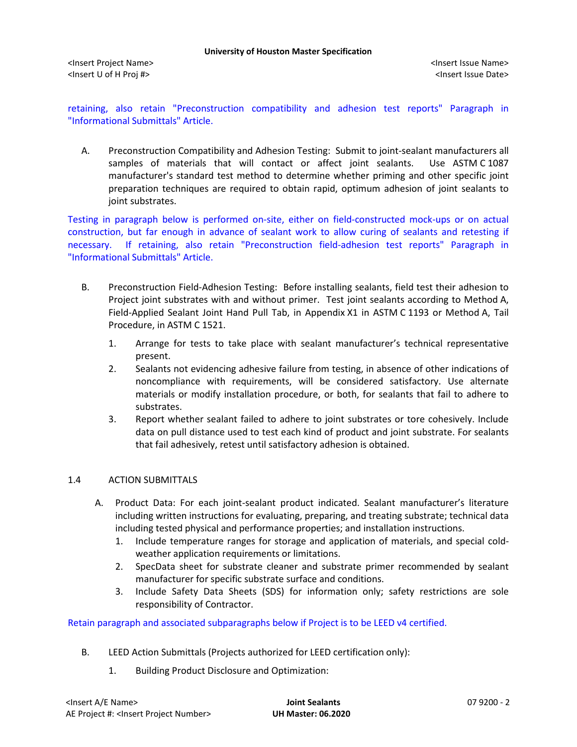retaining, also retain "Preconstruction compatibility and adhesion test reports" Paragraph in "Informational Submittals" Article.

A. Preconstruction Compatibility and Adhesion Testing: Submit to joint-sealant manufacturers all samples of materials that will contact or affect joint sealants. Use ASTM C 1087 manufacturer's standard test method to determine whether priming and other specific joint preparation techniques are required to obtain rapid, optimum adhesion of joint sealants to joint substrates.

Testing in paragraph below is performed on-site, either on field-constructed mock-ups or on actual construction, but far enough in advance of sealant work to allow curing of sealants and retesting if necessary. If retaining, also retain "Preconstruction field-adhesion test reports" Paragraph in "Informational Submittals" Article.

B. Preconstruction Field-Adhesion Testing: Before installing sealants, field test their adhesion to Project joint substrates with and without primer. Test joint sealants according to Method A, Field-Applied Sealant Joint Hand Pull Tab, in Appendix X1 in ASTM C 1193 or Method A, Tail Procedure, in ASTM C 1521.

   1. Arrange for tests to take place with sealant manufacturer's technical representative present.
   2. Sealants not evidencing adhesive failure from testing, in absence of other indications of noncompliance with requirements, will be considered satisfactory. Use alternate materials or modify installation procedure, or both, for sealants that fail to adhere to substrates.
   3. Report whether sealant failed to adhere to joint substrates or tore cohesively. Include data on pull distance used to test each kind of product and joint substrate. For sealants that fail adhesively, retest until satisfactory adhesion is obtained.

## 1.4 ACTION SUBMITTALS

A. Product Data: For each joint-sealant product indicated. Sealant manufacturer's literature including written instructions for evaluating, preparing, and treating substrate; technical data including tested physical and performance properties; and installation instructions.

   1. Include temperature ranges for storage and application of materials, and special cold-weather application requirements or limitations.
   2. SpecData sheet for substrate cleaner and substrate primer recommended by sealant manufacturer for specific substrate surface and conditions.
   3. Include Safety Data Sheets (SDS) for information only; safety restrictions are sole responsibility of Contractor.

Retain paragraph and associated subparagraphs below if Project is to be LEED v4 certified.

B. LEED Action Submittals (Projects authorized for LEED certification only):

   1. Building Product Disclosure and Optimization: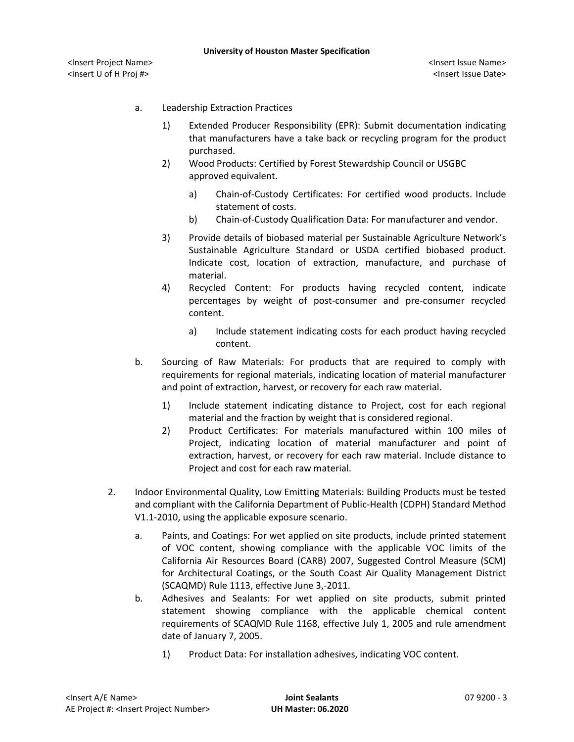a. Leadership Extraction Practices

   1) Extended Producer Responsibility (EPR): Submit documentation indicating that manufacturers have a take back or recycling program for the product purchased.

   2) Wood Products: Certified by Forest Stewardship Council or USGBC approved equivalent.

      a) Chain-of-Custody Certificates: For certified wood products. Include statement of costs.

      b) Chain-of-Custody Qualification Data: For manufacturer and vendor.

   3) Provide details of biobased material per Sustainable Agriculture Network's Sustainable Agriculture Standard or USDA certified biobased product. Indicate cost, location of extraction, manufacture, and purchase of material.

   4) Recycled Content: For products having recycled content, indicate percentages by weight of post-consumer and pre-consumer recycled content.

      a) Include statement indicating costs for each product having recycled content.

b. Sourcing of Raw Materials: For products that are required to comply with requirements for regional materials, indicating location of material manufacturer and point of extraction, harvest, or recovery for each raw material.

   1) Include statement indicating distance to Project, cost for each regional material and the fraction by weight that is considered regional.

   2) Product Certificates: For materials manufactured within 100 miles of Project, indicating location of material manufacturer and point of extraction, harvest, or recovery for each raw material. Include distance to Project and cost for each raw material.

2. Indoor Environmental Quality, Low Emitting Materials: Building Products must be tested and compliant with the California Department of Public-Health (CDPH) Standard Method V1.1-2010, using the applicable exposure scenario.

   a. Paints, and Coatings: For wet applied on site products, include printed statement of VOC content, showing compliance with the applicable VOC limits of the California Air Resources Board (CARB) 2007, Suggested Control Measure (SCM) for Architectural Coatings, or the South Coast Air Quality Management District (SCAQMD) Rule 1113, effective June 3,-2011.

   b. Adhesives and Sealants: For wet applied on site products, submit printed statement showing compliance with the applicable chemical content requirements of SCAQMD Rule 1168, effective July 1, 2005 and rule amendment date of January 7, 2005.

      1) Product Data: For installation adhesives, indicating VOC content.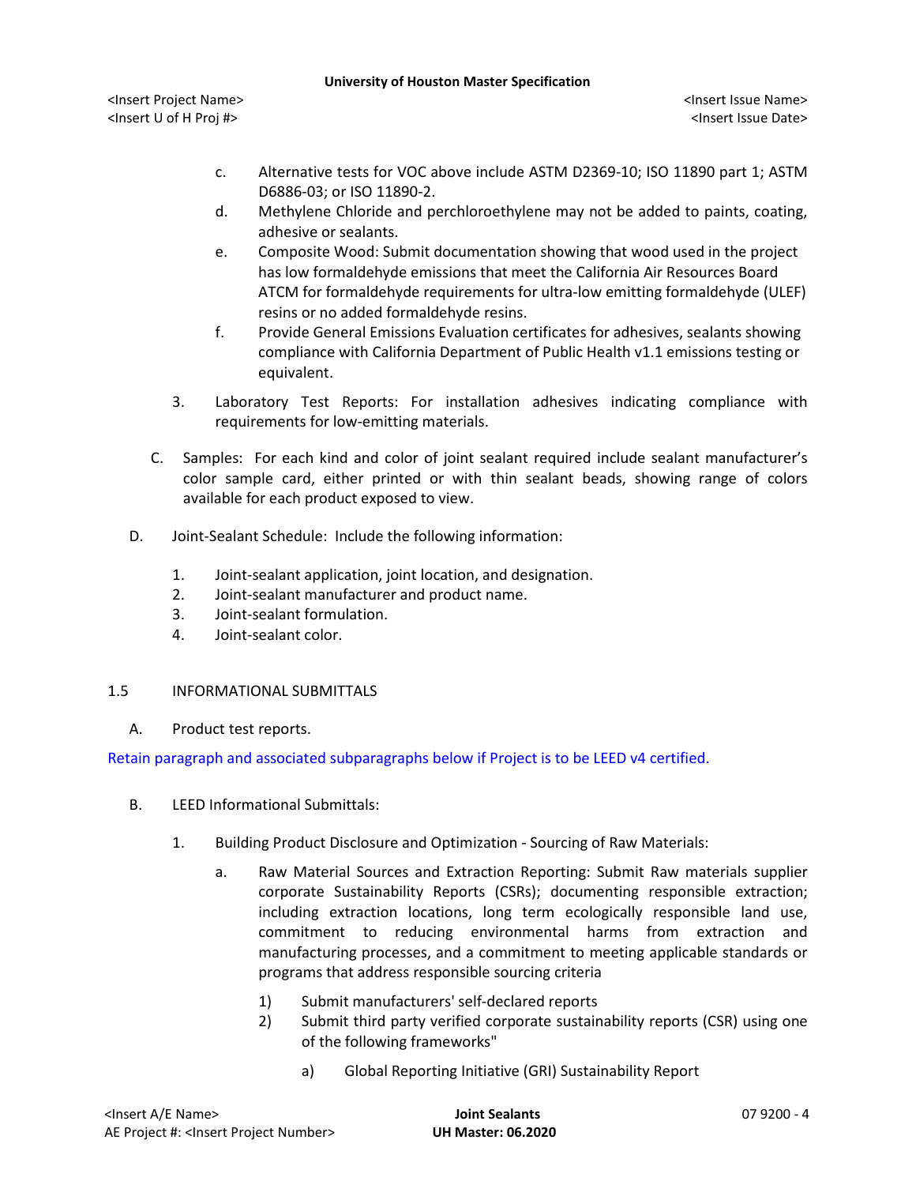c. Alternative tests for VOC above include ASTM D2369-10; ISO 11890 part 1; ASTM D6886-03; or ISO 11890-2.
d. Methylene Chloride and perchloroethylene may not be added to paints, coating, adhesive or sealants.
e. Composite Wood: Submit documentation showing that wood used in the project has low formaldehyde emissions that meet the California Air Resources Board ATCM for formaldehyde requirements for ultra-low emitting formaldehyde (ULEF) resins or no added formaldehyde resins.
f. Provide General Emissions Evaluation certificates for adhesives, sealants showing compliance with California Department of Public Health v1.1 emissions testing or equivalent.

3. Laboratory Test Reports: For installation adhesives indicating compliance with requirements for low-emitting materials.

C. Samples: For each kind and color of joint sealant required include sealant manufacturer's color sample card, either printed or with thin sealant beads, showing range of colors available for each product exposed to view.

D. Joint-Sealant Schedule: Include the following information:

1. Joint-sealant application, joint location, and designation.
2. Joint-sealant manufacturer and product name.
3. Joint-sealant formulation.
4. Joint-sealant color.

## 1.5 INFORMATIONAL SUBMITTALS

A. Product test reports.

Retain paragraph and associated subparagraphs below if Project is to be LEED v4 certified.

B. LEED Informational Submittals:

1. Building Product Disclosure and Optimization - Sourcing of Raw Materials:

a. Raw Material Sources and Extraction Reporting: Submit Raw materials supplier corporate Sustainability Reports (CSRs); documenting responsible extraction; including extraction locations, long term ecologically responsible land use, commitment to reducing environmental harms from extraction and manufacturing processes, and a commitment to meeting applicable standards or programs that address responsible sourcing criteria

1) Submit manufacturers' self-declared reports
2) Submit third party verified corporate sustainability reports (CSR) using one of the following frameworks"

a) Global Reporting Initiative (GRI) Sustainability Report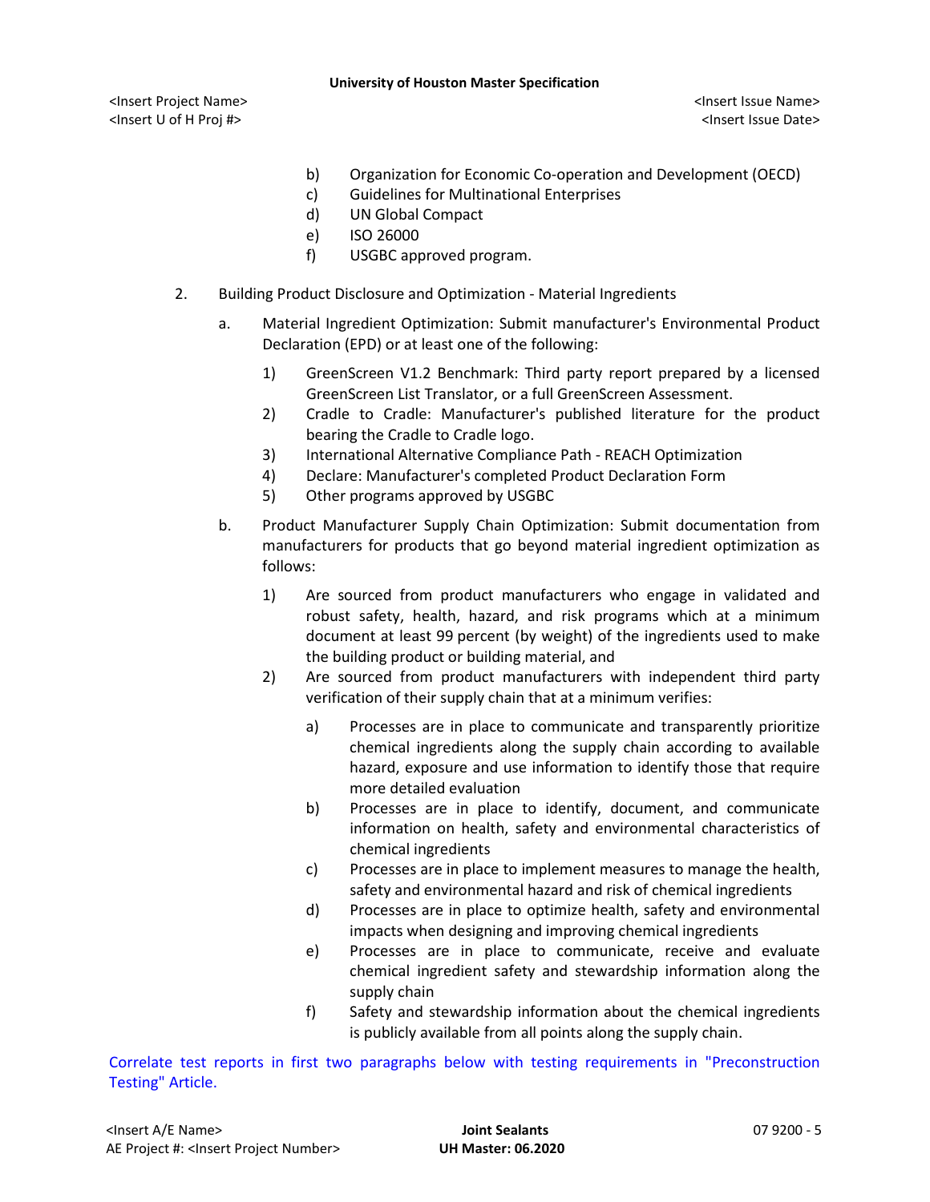b) Organization for Economic Co-operation and Development (OECD)
c) Guidelines for Multinational Enterprises
d) UN Global Compact
e) ISO 26000
f) USGBC approved program.

2. Building Product Disclosure and Optimization - Material Ingredients

   a. Material Ingredient Optimization: Submit manufacturer's Environmental Product Declaration (EPD) or at least one of the following:

      1) GreenScreen V1.2 Benchmark: Third party report prepared by a licensed GreenScreen List Translator, or a full GreenScreen Assessment.
      2) Cradle to Cradle: Manufacturer's published literature for the product bearing the Cradle to Cradle logo.
      3) International Alternative Compliance Path - REACH Optimization
      4) Declare: Manufacturer's completed Product Declaration Form
      5) Other programs approved by USGBC

   b. Product Manufacturer Supply Chain Optimization: Submit documentation from manufacturers for products that go beyond material ingredient optimization as follows:

      1) Are sourced from product manufacturers who engage in validated and robust safety, health, hazard, and risk programs which at a minimum document at least 99 percent (by weight) of the ingredients used to make the building product or building material, and
      2) Are sourced from product manufacturers with independent third party verification of their supply chain that at a minimum verifies:

         a) Processes are in place to communicate and transparently prioritize chemical ingredients along the supply chain according to available hazard, exposure and use information to identify those that require more detailed evaluation
         b) Processes are in place to identify, document, and communicate information on health, safety and environmental characteristics of chemical ingredients
         c) Processes are in place to implement measures to manage the health, safety and environmental hazard and risk of chemical ingredients
         d) Processes are in place to optimize health, safety and environmental impacts when designing and improving chemical ingredients
         e) Processes are in place to communicate, receive and evaluate chemical ingredient safety and stewardship information along the supply chain
         f) Safety and stewardship information about the chemical ingredients is publicly available from all points along the supply chain.

Correlate test reports in first two paragraphs below with testing requirements in "Preconstruction Testing" Article.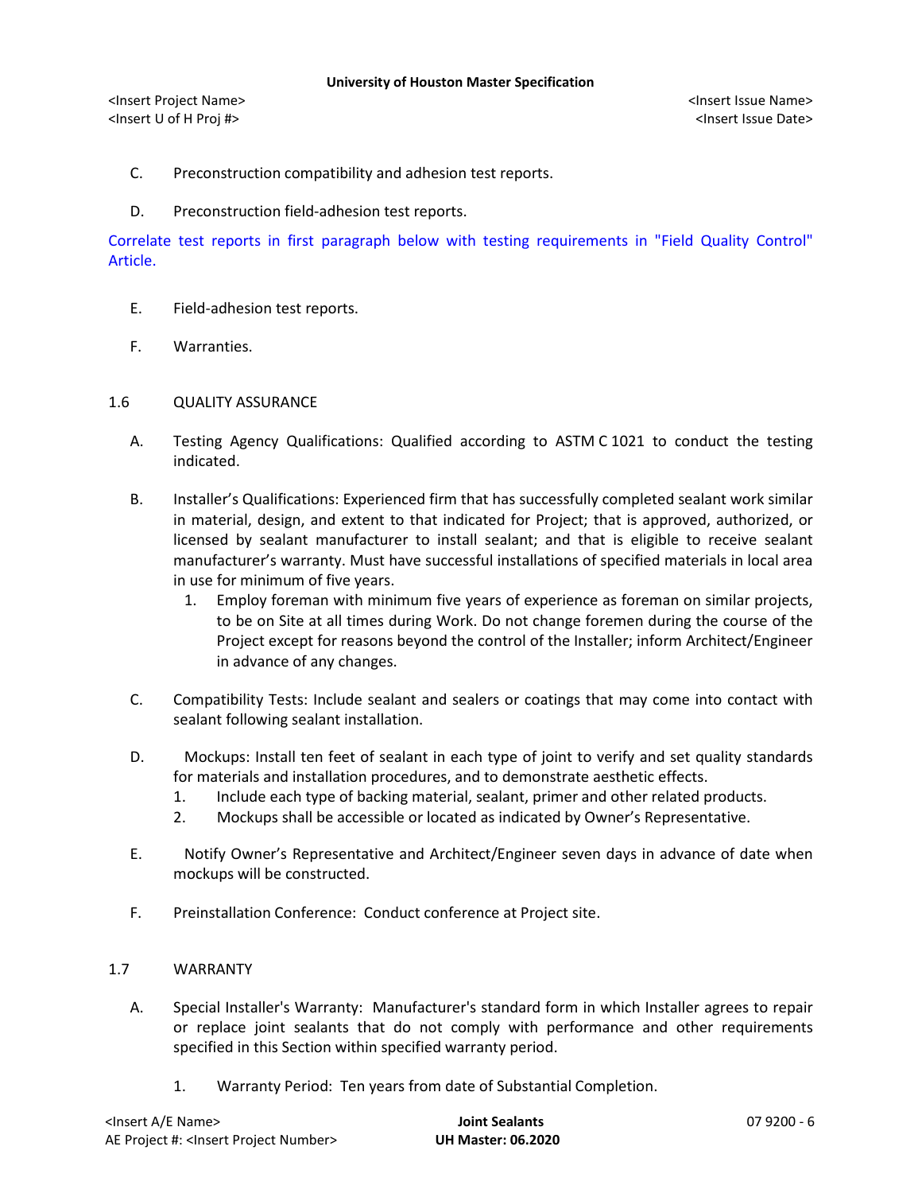C. Preconstruction compatibility and adhesion test reports.

D. Preconstruction field-adhesion test reports.

Correlate test reports in first paragraph below with testing requirements in "Field Quality Control" Article.

E. Field-adhesion test reports.

F. Warranties.

## 1.6 QUALITY ASSURANCE

A. Testing Agency Qualifications: Qualified according to ASTM C 1021 to conduct the testing indicated.

B. Installer's Qualifications: Experienced firm that has successfully completed sealant work similar in material, design, and extent to that indicated for Project; that is approved, authorized, or licensed by sealant manufacturer to install sealant; and that is eligible to receive sealant manufacturer's warranty. Must have successful installations of specified materials in local area in use for minimum of five years.

   1. Employ foreman with minimum five years of experience as foreman on similar projects, to be on Site at all times during Work. Do not change foremen during the course of the Project except for reasons beyond the control of the Installer; inform Architect/Engineer in advance of any changes.

C. Compatibility Tests: Include sealant and sealers or coatings that may come into contact with sealant following sealant installation.

D. Mockups: Install ten feet of sealant in each type of joint to verify and set quality standards for materials and installation procedures, and to demonstrate aesthetic effects.

   1. Include each type of backing material, sealant, primer and other related products.
   2. Mockups shall be accessible or located as indicated by Owner's Representative.

E. Notify Owner's Representative and Architect/Engineer seven days in advance of date when mockups will be constructed.

F. Preinstallation Conference: Conduct conference at Project site.

## 1.7 WARRANTY

A. Special Installer's Warranty: Manufacturer's standard form in which Installer agrees to repair or replace joint sealants that do not comply with performance and other requirements specified in this Section within specified warranty period.

   1. Warranty Period: Ten years from date of Substantial Completion.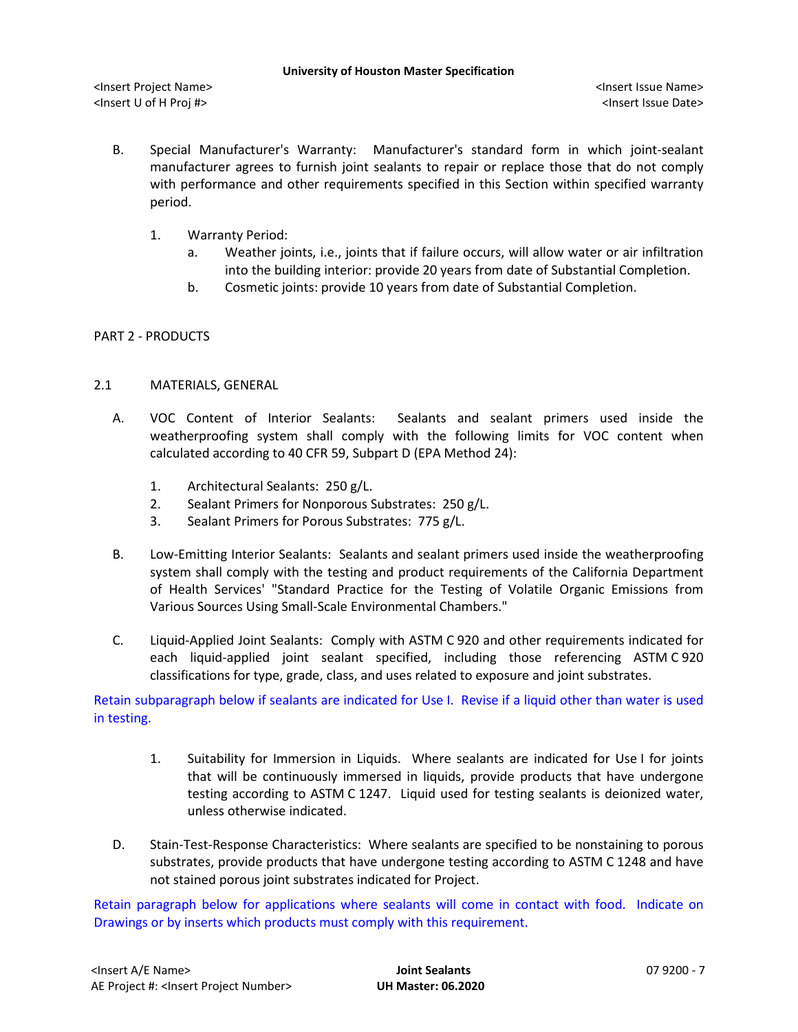B. Special Manufacturer's Warranty: Manufacturer's standard form in which joint-sealant manufacturer agrees to furnish joint sealants to repair or replace those that do not comply with performance and other requirements specified in this Section within specified warranty period.

1. Warranty Period:
   a. Weather joints, i.e., joints that if failure occurs, will allow water or air infiltration into the building interior: provide 20 years from date of Substantial Completion.
   b. Cosmetic joints: provide 10 years from date of Substantial Completion.

## PART 2 - PRODUCTS

### 2.1 MATERIALS, GENERAL

A. VOC Content of Interior Sealants: Sealants and sealant primers used inside the weatherproofing system shall comply with the following limits for VOC content when calculated according to 40 CFR 59, Subpart D (EPA Method 24):

1. Architectural Sealants: 250 g/L.
2. Sealant Primers for Nonporous Substrates: 250 g/L.
3. Sealant Primers for Porous Substrates: 775 g/L.

B. Low-Emitting Interior Sealants: Sealants and sealant primers used inside the weatherproofing system shall comply with the testing and product requirements of the California Department of Health Services' "Standard Practice for the Testing of Volatile Organic Emissions from Various Sources Using Small-Scale Environmental Chambers."

C. Liquid-Applied Joint Sealants: Comply with ASTM C 920 and other requirements indicated for each liquid-applied joint sealant specified, including those referencing ASTM C 920 classifications for type, grade, class, and uses related to exposure and joint substrates.

Retain subparagraph below if sealants are indicated for Use I. Revise if a liquid other than water is used in testing.

1. Suitability for Immersion in Liquids. Where sealants are indicated for Use I for joints that will be continuously immersed in liquids, provide products that have undergone testing according to ASTM C 1247. Liquid used for testing sealants is deionized water, unless otherwise indicated.

D. Stain-Test-Response Characteristics: Where sealants are specified to be nonstaining to porous substrates, provide products that have undergone testing according to ASTM C 1248 and have not stained porous joint substrates indicated for Project.

Retain paragraph below for applications where sealants will come in contact with food. Indicate on Drawings or by inserts which products must comply with this requirement.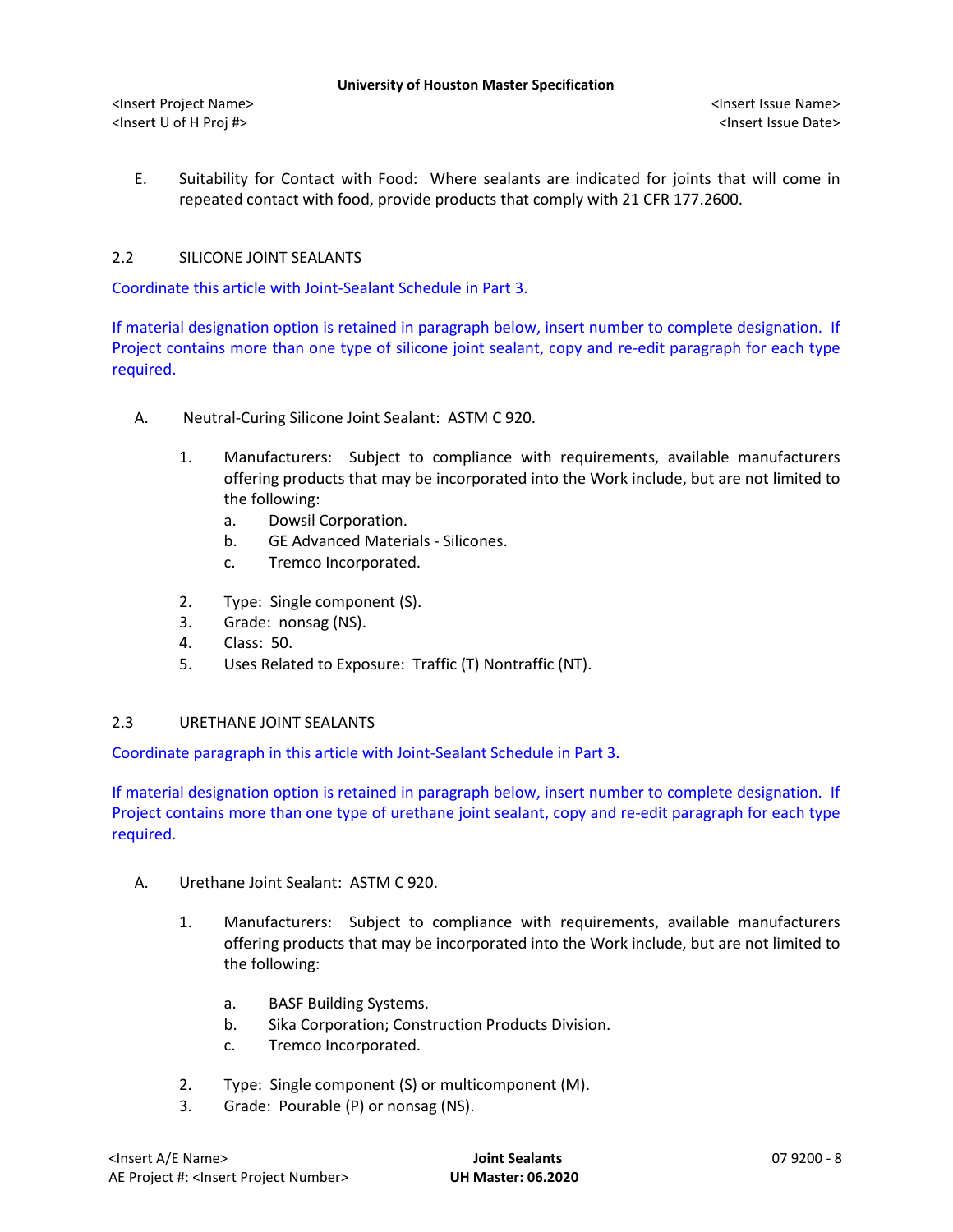E. Suitability for Contact with Food: Where sealants are indicated for joints that will come in repeated contact with food, provide products that comply with 21 CFR 177.2600.

## 2.2 SILICONE JOINT SEALANTS

Coordinate this article with Joint-Sealant Schedule in Part 3.

If material designation option is retained in paragraph below, insert number to complete designation. If Project contains more than one type of silicone joint sealant, copy and re-edit paragraph for each type required.

A. Neutral-Curing Silicone Joint Sealant: ASTM C 920.

1. Manufacturers: Subject to compliance with requirements, available manufacturers offering products that may be incorporated into the Work include, but are not limited to the following:
   a. Dowsil Corporation.
   b. GE Advanced Materials - Silicones.
   c. Tremco Incorporated.
2. Type: Single component (S).
3. Grade: nonsag (NS).
4. Class: 50.
5. Uses Related to Exposure: Traffic (T) Nontraffic (NT).

## 2.3 URETHANE JOINT SEALANTS

Coordinate paragraph in this article with Joint-Sealant Schedule in Part 3.

If material designation option is retained in paragraph below, insert number to complete designation. If Project contains more than one type of urethane joint sealant, copy and re-edit paragraph for each type required.

A. Urethane Joint Sealant: ASTM C 920.

1. Manufacturers: Subject to compliance with requirements, available manufacturers offering products that may be incorporated into the Work include, but are not limited to the following:
   a. BASF Building Systems.
   b. Sika Corporation; Construction Products Division.
   c. Tremco Incorporated.
2. Type: Single component (S) or multicomponent (M).
3. Grade: Pourable (P) or nonsag (NS).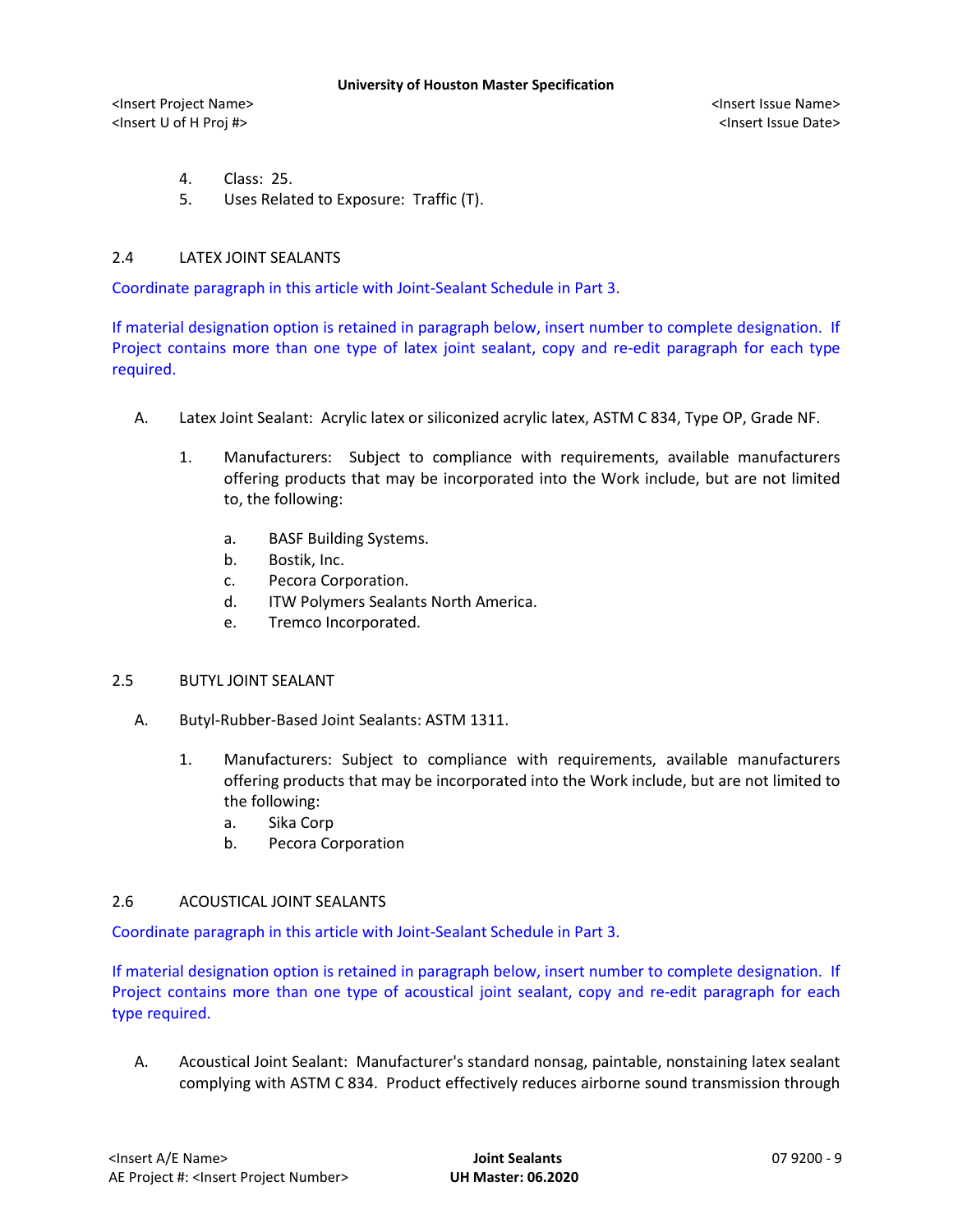4. Class: 25.
5. Uses Related to Exposure: Traffic (T).

## 2.4 LATEX JOINT SEALANTS

Coordinate paragraph in this article with Joint-Sealant Schedule in Part 3.

If material designation option is retained in paragraph below, insert number to complete designation. If Project contains more than one type of latex joint sealant, copy and re-edit paragraph for each type required.

A. Latex Joint Sealant: Acrylic latex or siliconized acrylic latex, ASTM C 834, Type OP, Grade NF.

   1. Manufacturers: Subject to compliance with requirements, available manufacturers offering products that may be incorporated into the Work include, but are not limited to, the following:

      a. BASF Building Systems.
      b. Bostik, Inc.
      c. Pecora Corporation.
      d. ITW Polymers Sealants North America.
      e. Tremco Incorporated.

## 2.5 BUTYL JOINT SEALANT

A. Butyl-Rubber-Based Joint Sealants: ASTM 1311.

   1. Manufacturers: Subject to compliance with requirements, available manufacturers offering products that may be incorporated into the Work include, but are not limited to the following:
      a. Sika Corp
      b. Pecora Corporation

## 2.6 ACOUSTICAL JOINT SEALANTS

Coordinate paragraph in this article with Joint-Sealant Schedule in Part 3.

If material designation option is retained in paragraph below, insert number to complete designation. If Project contains more than one type of acoustical joint sealant, copy and re-edit paragraph for each type required.

A. Acoustical Joint Sealant: Manufacturer's standard nonsag, paintable, nonstaining latex sealant complying with ASTM C 834. Product effectively reduces airborne sound transmission through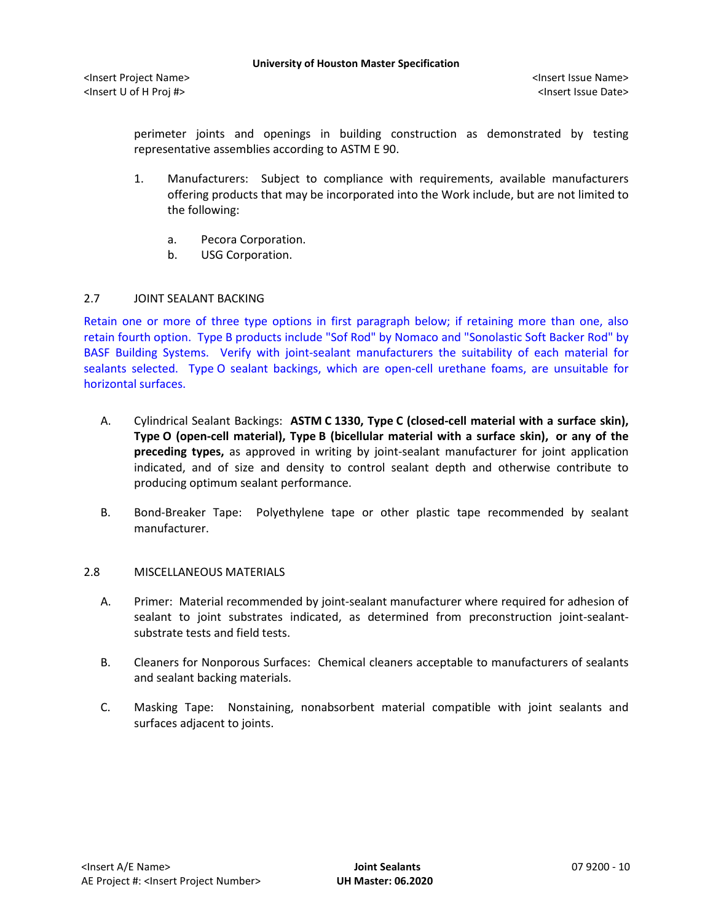perimeter joints and openings in building construction as demonstrated by testing representative assemblies according to ASTM E 90.

1. Manufacturers: Subject to compliance with requirements, available manufacturers offering products that may be incorporated into the Work include, but are not limited to the following:

   a. Pecora Corporation.
   b. USG Corporation.

## 2.7 JOINT SEALANT BACKING

Retain one or more of three type options in first paragraph below; if retaining more than one, also retain fourth option. Type B products include "Sof Rod" by Nomaco and "Sonolastic Soft Backer Rod" by BASF Building Systems. Verify with joint-sealant manufacturers the suitability of each material for sealants selected. Type O sealant backings, which are open-cell urethane foams, are unsuitable for horizontal surfaces.

A. Cylindrical Sealant Backings: **ASTM C 1330, Type C (closed-cell material with a surface skin), Type O (open-cell material), Type B (bicellular material with a surface skin), or any of the preceding types,** as approved in writing by joint-sealant manufacturer for joint application indicated, and of size and density to control sealant depth and otherwise contribute to producing optimum sealant performance.

B. Bond-Breaker Tape: Polyethylene tape or other plastic tape recommended by sealant manufacturer.

## 2.8 MISCELLANEOUS MATERIALS

A. Primer: Material recommended by joint-sealant manufacturer where required for adhesion of sealant to joint substrates indicated, as determined from preconstruction joint-sealant-substrate tests and field tests.

B. Cleaners for Nonporous Surfaces: Chemical cleaners acceptable to manufacturers of sealants and sealant backing materials.

C. Masking Tape: Nonstaining, nonabsorbent material compatible with joint sealants and surfaces adjacent to joints.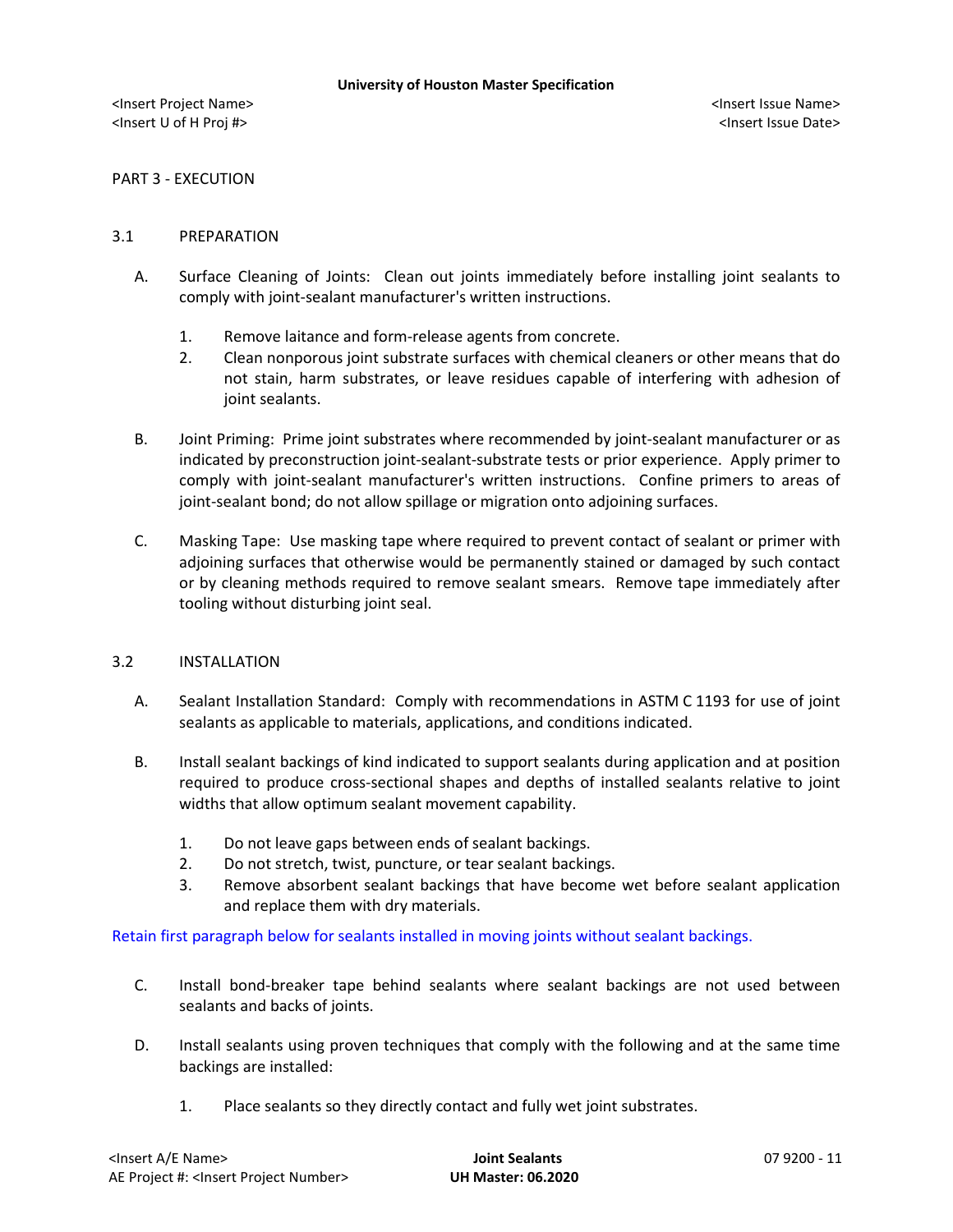PART 3 - EXECUTION

## 3.1 PREPARATION

A. Surface Cleaning of Joints: Clean out joints immediately before installing joint sealants to comply with joint-sealant manufacturer's written instructions.

1. Remove laitance and form-release agents from concrete.
2. Clean nonporous joint substrate surfaces with chemical cleaners or other means that do not stain, harm substrates, or leave residues capable of interfering with adhesion of joint sealants.

B. Joint Priming: Prime joint substrates where recommended by joint-sealant manufacturer or as indicated by preconstruction joint-sealant-substrate tests or prior experience. Apply primer to comply with joint-sealant manufacturer's written instructions. Confine primers to areas of joint-sealant bond; do not allow spillage or migration onto adjoining surfaces.

C. Masking Tape: Use masking tape where required to prevent contact of sealant or primer with adjoining surfaces that otherwise would be permanently stained or damaged by such contact or by cleaning methods required to remove sealant smears. Remove tape immediately after tooling without disturbing joint seal.

## 3.2 INSTALLATION

A. Sealant Installation Standard: Comply with recommendations in ASTM C 1193 for use of joint sealants as applicable to materials, applications, and conditions indicated.

B. Install sealant backings of kind indicated to support sealants during application and at position required to produce cross-sectional shapes and depths of installed sealants relative to joint widths that allow optimum sealant movement capability.

1. Do not leave gaps between ends of sealant backings.
2. Do not stretch, twist, puncture, or tear sealant backings.
3. Remove absorbent sealant backings that have become wet before sealant application and replace them with dry materials.

Retain first paragraph below for sealants installed in moving joints without sealant backings.

C. Install bond-breaker tape behind sealants where sealant backings are not used between sealants and backs of joints.

D. Install sealants using proven techniques that comply with the following and at the same time backings are installed:

1. Place sealants so they directly contact and fully wet joint substrates.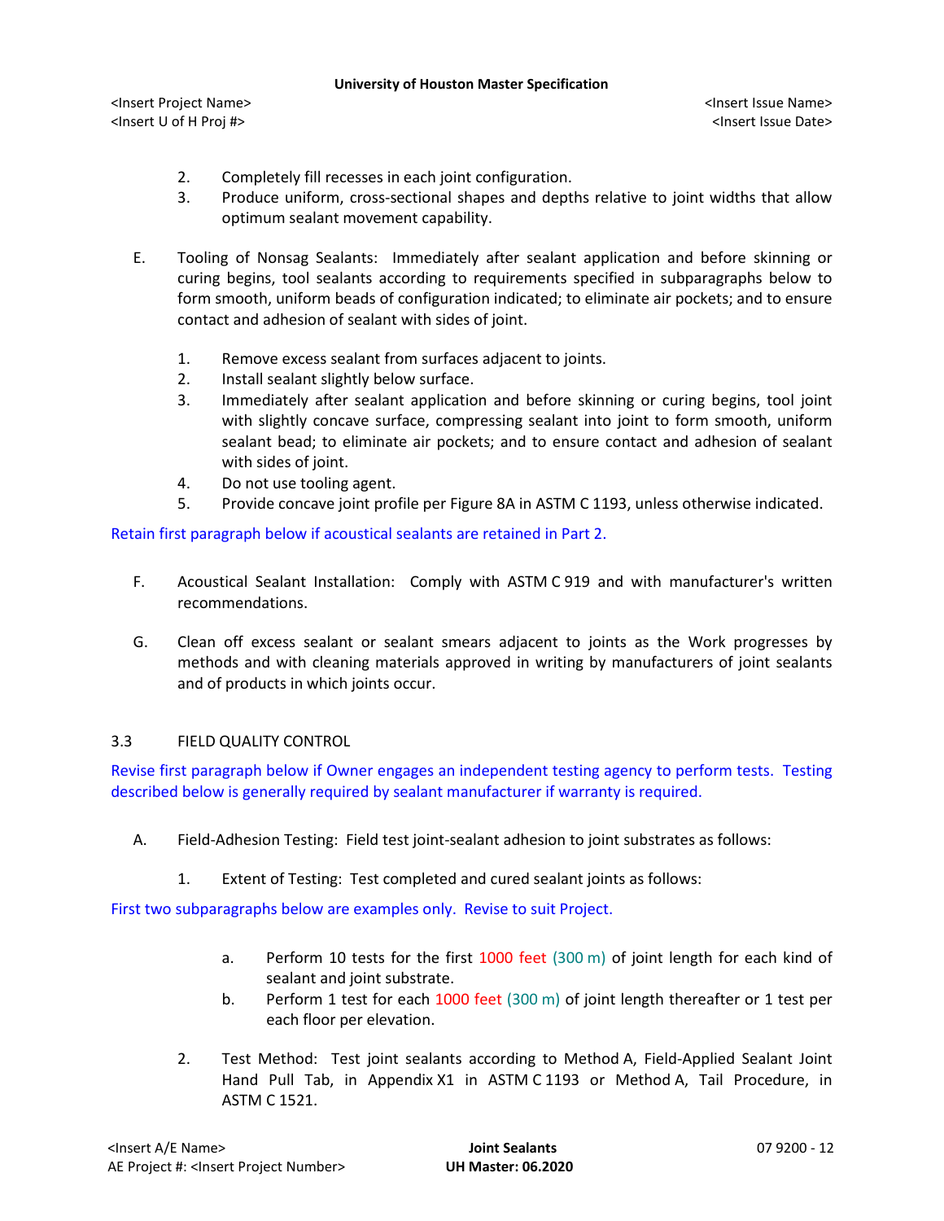2. Completely fill recesses in each joint configuration.
3. Produce uniform, cross-sectional shapes and depths relative to joint widths that allow optimum sealant movement capability.

E. Tooling of Nonsag Sealants: Immediately after sealant application and before skinning or curing begins, tool sealants according to requirements specified in subparagraphs below to form smooth, uniform beads of configuration indicated; to eliminate air pockets; and to ensure contact and adhesion of sealant with sides of joint.

1. Remove excess sealant from surfaces adjacent to joints.
2. Install sealant slightly below surface.
3. Immediately after sealant application and before skinning or curing begins, tool joint with slightly concave surface, compressing sealant into joint to form smooth, uniform sealant bead; to eliminate air pockets; and to ensure contact and adhesion of sealant with sides of joint.
4. Do not use tooling agent.
5. Provide concave joint profile per Figure 8A in ASTM C 1193, unless otherwise indicated.

Retain first paragraph below if acoustical sealants are retained in Part 2.

F. Acoustical Sealant Installation: Comply with ASTM C 919 and with manufacturer's written recommendations.

G. Clean off excess sealant or sealant smears adjacent to joints as the Work progresses by methods and with cleaning materials approved in writing by manufacturers of joint sealants and of products in which joints occur.

## 3.3 FIELD QUALITY CONTROL

Revise first paragraph below if Owner engages an independent testing agency to perform tests. Testing described below is generally required by sealant manufacturer if warranty is required.

A. Field-Adhesion Testing: Field test joint-sealant adhesion to joint substrates as follows:

1. Extent of Testing: Test completed and cured sealant joints as follows:

First two subparagraphs below are examples only. Revise to suit Project.

a. Perform 10 tests for the first 1000 feet (300 m) of joint length for each kind of sealant and joint substrate.
b. Perform 1 test for each 1000 feet (300 m) of joint length thereafter or 1 test per each floor per elevation.

2. Test Method: Test joint sealants according to Method A, Field-Applied Sealant Joint Hand Pull Tab, in Appendix X1 in ASTM C 1193 or Method A, Tail Procedure, in ASTM C 1521.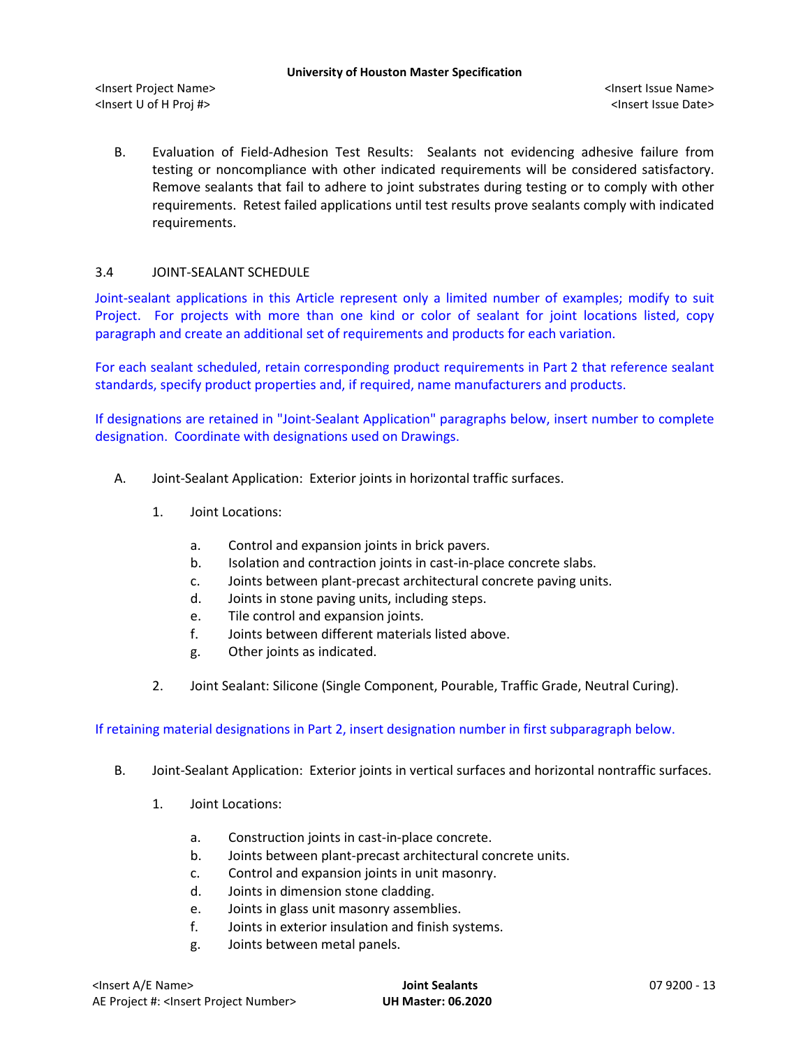B. Evaluation of Field-Adhesion Test Results: Sealants not evidencing adhesive failure from testing or noncompliance with other indicated requirements will be considered satisfactory. Remove sealants that fail to adhere to joint substrates during testing or to comply with other requirements. Retest failed applications until test results prove sealants comply with indicated requirements.

### 3.4 JOINT-SEALANT SCHEDULE

Joint-sealant applications in this Article represent only a limited number of examples; modify to suit Project. For projects with more than one kind or color of sealant for joint locations listed, copy paragraph and create an additional set of requirements and products for each variation.

For each sealant scheduled, retain corresponding product requirements in Part 2 that reference sealant standards, specify product properties and, if required, name manufacturers and products.

If designations are retained in "Joint-Sealant Application" paragraphs below, insert number to complete designation. Coordinate with designations used on Drawings.

A. Joint-Sealant Application: Exterior joints in horizontal traffic surfaces.

1. Joint Locations:

   a. Control and expansion joints in brick pavers.
   b. Isolation and contraction joints in cast-in-place concrete slabs.
   c. Joints between plant-precast architectural concrete paving units.
   d. Joints in stone paving units, including steps.
   e. Tile control and expansion joints.
   f. Joints between different materials listed above.
   g. Other joints as indicated.

2. Joint Sealant: Silicone (Single Component, Pourable, Traffic Grade, Neutral Curing).

If retaining material designations in Part 2, insert designation number in first subparagraph below.

B. Joint-Sealant Application: Exterior joints in vertical surfaces and horizontal nontraffic surfaces.

1. Joint Locations:

   a. Construction joints in cast-in-place concrete.
   b. Joints between plant-precast architectural concrete units.
   c. Control and expansion joints in unit masonry.
   d. Joints in dimension stone cladding.
   e. Joints in glass unit masonry assemblies.
   f. Joints in exterior insulation and finish systems.
   g. Joints between metal panels.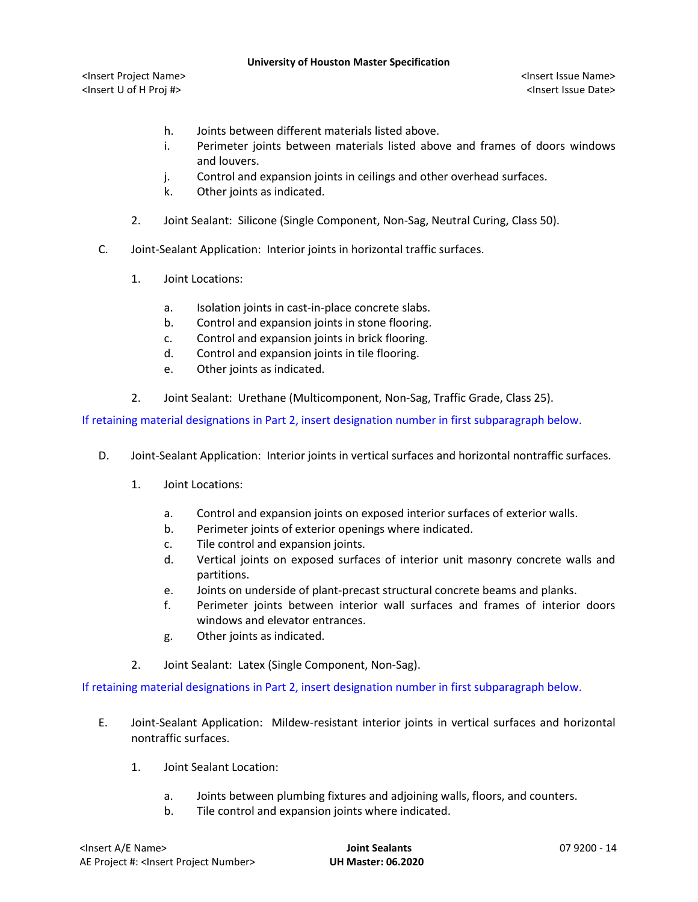h. Joints between different materials listed above.
i. Perimeter joints between materials listed above and frames of doors windows and louvers.
j. Control and expansion joints in ceilings and other overhead surfaces.
k. Other joints as indicated.

2. Joint Sealant: Silicone (Single Component, Non-Sag, Neutral Curing, Class 50).

C. Joint-Sealant Application: Interior joints in horizontal traffic surfaces.

1. Joint Locations:

a. Isolation joints in cast-in-place concrete slabs.
b. Control and expansion joints in stone flooring.
c. Control and expansion joints in brick flooring.
d. Control and expansion joints in tile flooring.
e. Other joints as indicated.

2. Joint Sealant: Urethane (Multicomponent, Non-Sag, Traffic Grade, Class 25).

If retaining material designations in Part 2, insert designation number in first subparagraph below.

D. Joint-Sealant Application: Interior joints in vertical surfaces and horizontal nontraffic surfaces.

1. Joint Locations:

a. Control and expansion joints on exposed interior surfaces of exterior walls.
b. Perimeter joints of exterior openings where indicated.
c. Tile control and expansion joints.
d. Vertical joints on exposed surfaces of interior unit masonry concrete walls and partitions.
e. Joints on underside of plant-precast structural concrete beams and planks.
f. Perimeter joints between interior wall surfaces and frames of interior doors windows and elevator entrances.
g. Other joints as indicated.

2. Joint Sealant: Latex (Single Component, Non-Sag).

If retaining material designations in Part 2, insert designation number in first subparagraph below.

E. Joint-Sealant Application: Mildew-resistant interior joints in vertical surfaces and horizontal nontraffic surfaces.

1. Joint Sealant Location:

a. Joints between plumbing fixtures and adjoining walls, floors, and counters.
b. Tile control and expansion joints where indicated.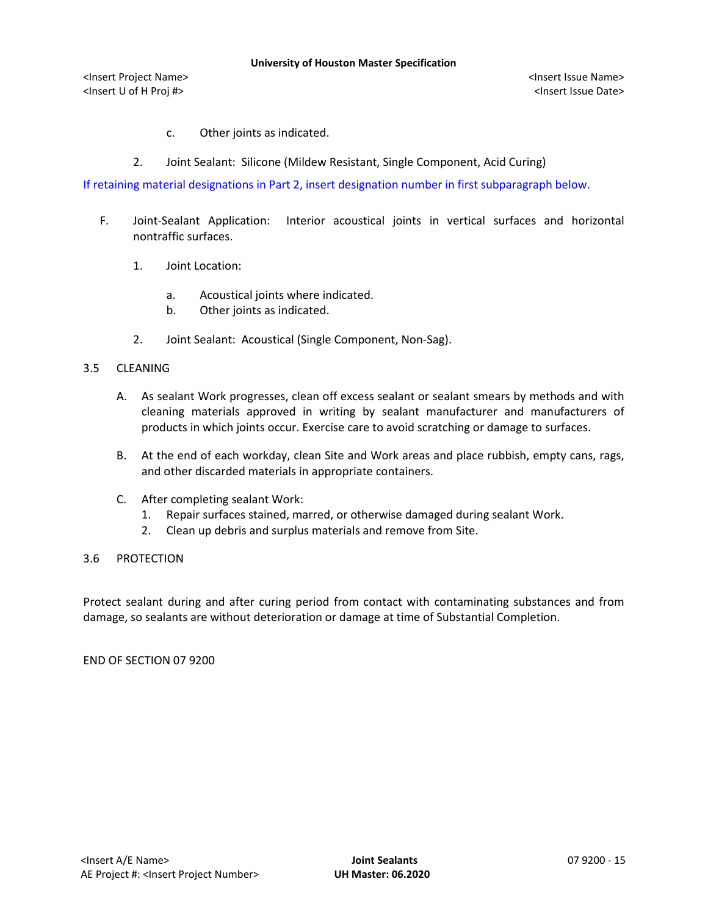c. Other joints as indicated.

2. Joint Sealant: Silicone (Mildew Resistant, Single Component, Acid Curing)

If retaining material designations in Part 2, insert designation number in first subparagraph below.

F. Joint-Sealant Application: Interior acoustical joints in vertical surfaces and horizontal nontraffic surfaces.

1. Joint Location:

a. Acoustical joints where indicated.
b. Other joints as indicated.

2. Joint Sealant: Acoustical (Single Component, Non-Sag).

## 3.5 CLEANING

A. As sealant Work progresses, clean off excess sealant or sealant smears by methods and with cleaning materials approved in writing by sealant manufacturer and manufacturers of products in which joints occur. Exercise care to avoid scratching or damage to surfaces.

B. At the end of each workday, clean Site and Work areas and place rubbish, empty cans, rags, and other discarded materials in appropriate containers.

C. After completing sealant Work:
1. Repair surfaces stained, marred, or otherwise damaged during sealant Work.
2. Clean up debris and surplus materials and remove from Site.

## 3.6 PROTECTION

Protect sealant during and after curing period from contact with contaminating substances and from damage, so sealants are without deterioration or damage at time of Substantial Completion.

END OF SECTION 07 9200